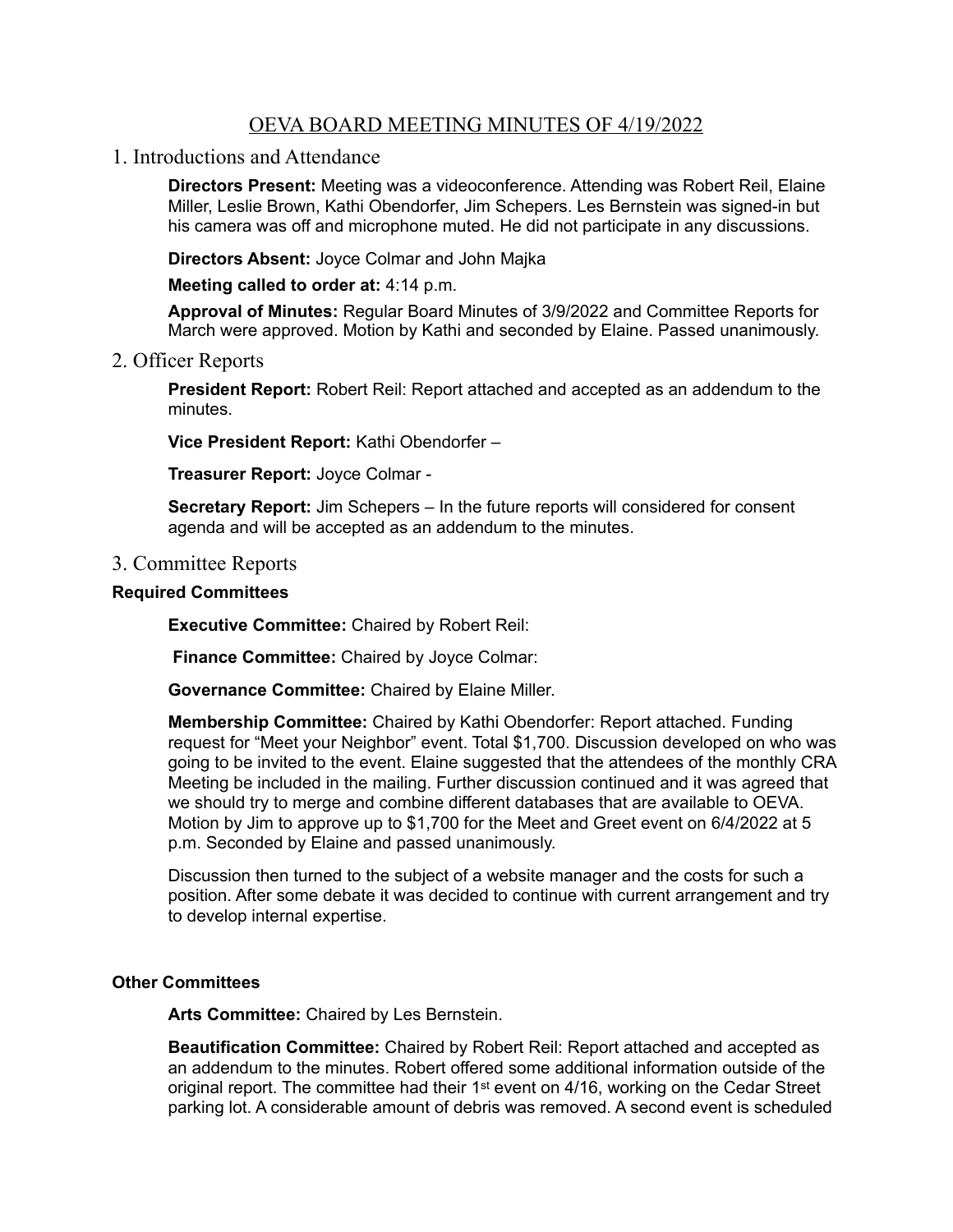# OEVA BOARD MEETING MINUTES OF 4/19/2022

## 1. Introductions and Attendance

**Directors Present:** Meeting was a videoconference. Attending was Robert Reil, Elaine Miller, Leslie Brown, Kathi Obendorfer, Jim Schepers. Les Bernstein was signed-in but his camera was off and microphone muted. He did not participate in any discussions.

**Directors Absent:** Joyce Colmar and John Majka

**Meeting called to order at:** 4:14 p.m.

**Approval of Minutes:** Regular Board Minutes of 3/9/2022 and Committee Reports for March were approved. Motion by Kathi and seconded by Elaine. Passed unanimously.

## 2. Officer Reports

**President Report:** Robert Reil: Report attached and accepted as an addendum to the minutes.

**Vice President Report:** Kathi Obendorfer –

**Treasurer Report:** Joyce Colmar -

**Secretary Report:** Jim Schepers – In the future reports will considered for consent agenda and will be accepted as an addendum to the minutes.

## 3. Committee Reports

### Required Committees

**Executive Committee:** Chaired by Robert Reil:

**Finance Committee:** Chaired by Joyce Colmar:

**Governance Committee:** Chaired by Elaine Miller.

**Membership Committee:** Chaired by Kathi Obendorfer: Report attached. Funding request for "Meet your Neighbor" event. Total $1,700. Discussion developed on who was going to be invited to the event. Elaine suggested that the attendees of the monthly CRA Meeting be included in the mailing. Further discussion continued and it was agreed that we should try to merge and combine different databases that are available to OEVA. Motion by Jim to approve up to $1,700 for the Meet and Greet event on 6/4/2022 at 5 p.m. Seconded by Elaine and passed unanimously.

Discussion then turned to the subject of a website manager and the costs for such a position. After some debate it was decided to continue with current arrangement and try to develop internal expertise.

### Other Committees

**Arts Committee:** Chaired by Les Bernstein.

**Beautification Committee:** Chaired by Robert Reil: Report attached and accepted as an addendum to the minutes. Robert offered some additional information outside of the original report. The committee had their 1st event on 4/16, working on the Cedar Street parking lot. A considerable amount of debris was removed. A second event is scheduled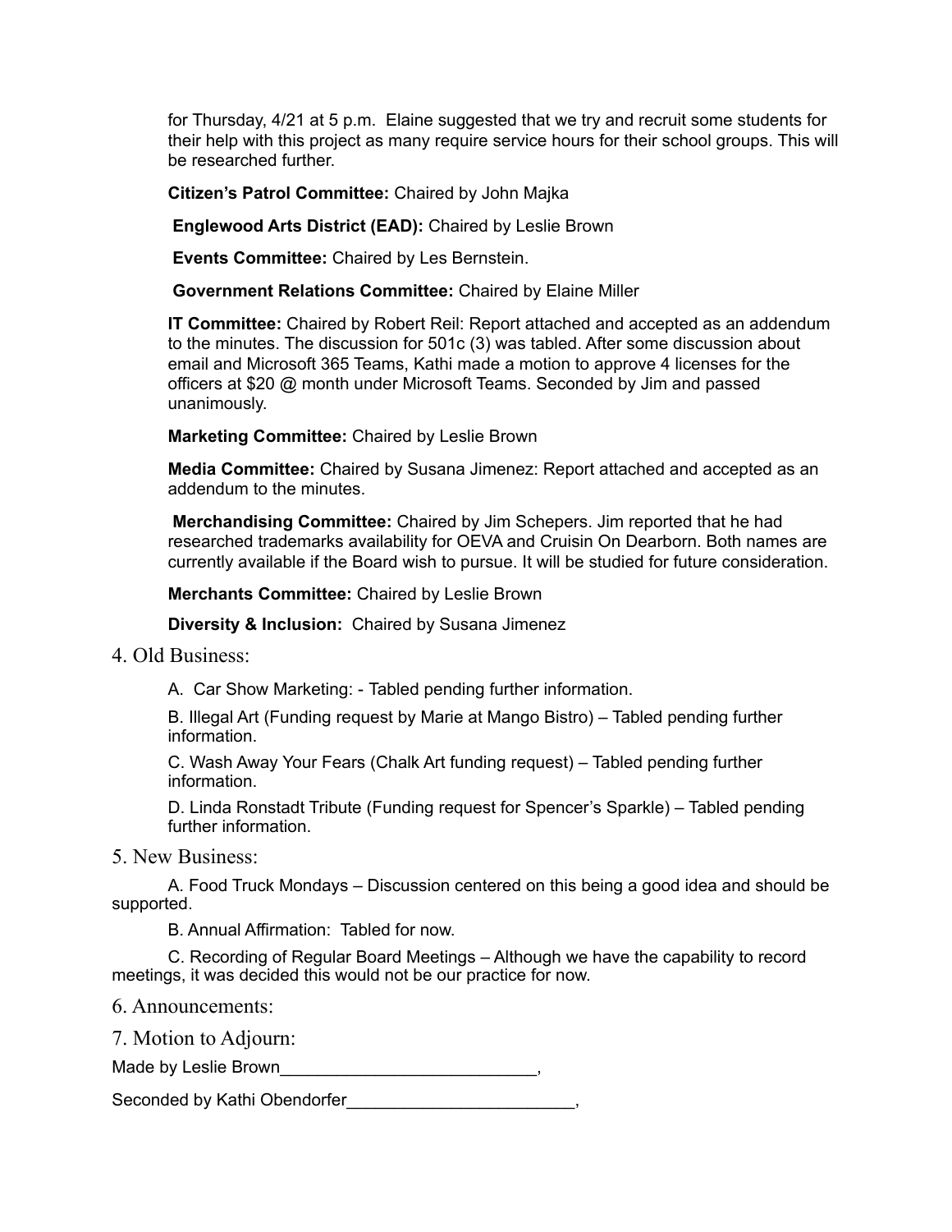for Thursday, 4/21 at 5 p.m. Elaine suggested that we try and recruit some students for their help with this project as many require service hours for their school groups. This will be researched further.

**Citizen's Patrol Committee:** Chaired by John Majka

**Englewood Arts District (EAD):** Chaired by Leslie Brown

**Events Committee:** Chaired by Les Bernstein.

**Government Relations Committee:** Chaired by Elaine Miller

**IT Committee:** Chaired by Robert Reil: Report attached and accepted as an addendum to the minutes. The discussion for 501c (3) was tabled. After some discussion about email and Microsoft 365 Teams, Kathi made a motion to approve 4 licenses for the officers at $20 @ month under Microsoft Teams. Seconded by Jim and passed unanimously.

**Marketing Committee:** Chaired by Leslie Brown

**Media Committee:** Chaired by Susana Jimenez: Report attached and accepted as an addendum to the minutes.

**Merchandising Committee:** Chaired by Jim Schepers. Jim reported that he had researched trademarks availability for OEVA and Cruisin On Dearborn. Both names are currently available if the Board wish to pursue. It will be studied for future consideration.

**Merchants Committee:** Chaired by Leslie Brown

**Diversity & Inclusion:** Chaired by Susana Jimenez

4. Old Business:

A. Car Show Marketing: - Tabled pending further information.

B. Illegal Art (Funding request by Marie at Mango Bistro) – Tabled pending further information.

C. Wash Away Your Fears (Chalk Art funding request) – Tabled pending further information.

D. Linda Ronstadt Tribute (Funding request for Spencer's Sparkle) – Tabled pending further information.

5. New Business:

A. Food Truck Mondays – Discussion centered on this being a good idea and should be supported.

B. Annual Affirmation: Tabled for now.

C. Recording of Regular Board Meetings – Although we have the capability to record meetings, it was decided this would not be our practice for now.

6. Announcements:

7. Motion to Adjourn:

Made by Leslie Brown___________________________,

Seconded by Kathi Obendorfer________________________,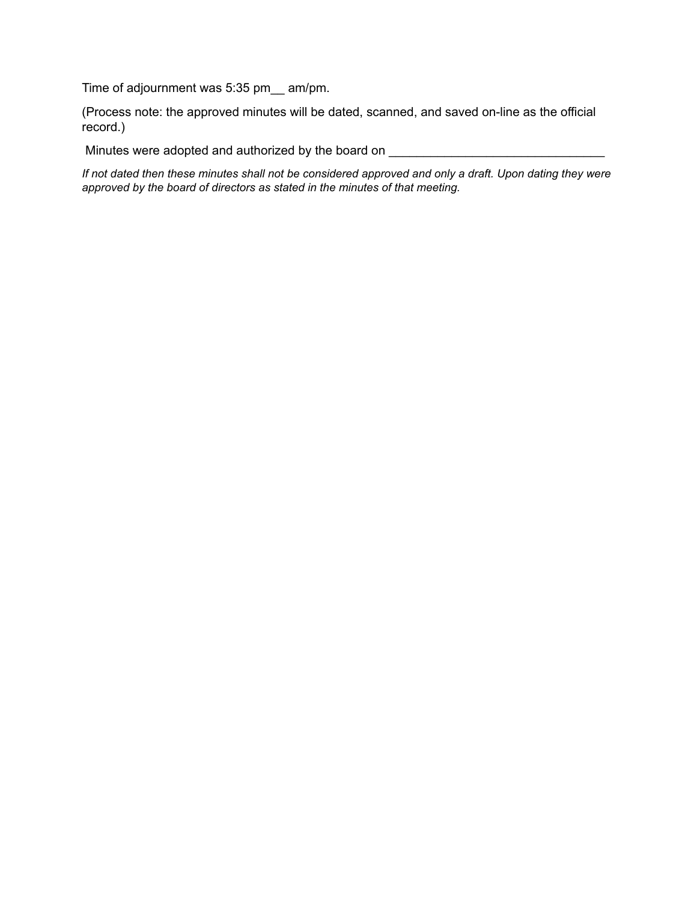Time of adjournment was 5:35 pm__ am/pm.

(Process note: the approved minutes will be dated, scanned, and saved on-line as the official record.)

Minutes were adopted and authorized by the board on _______________________________

*If not dated then these minutes shall not be considered approved and only a draft. Upon dating they were approved by the board of directors as stated in the minutes of that meeting.*